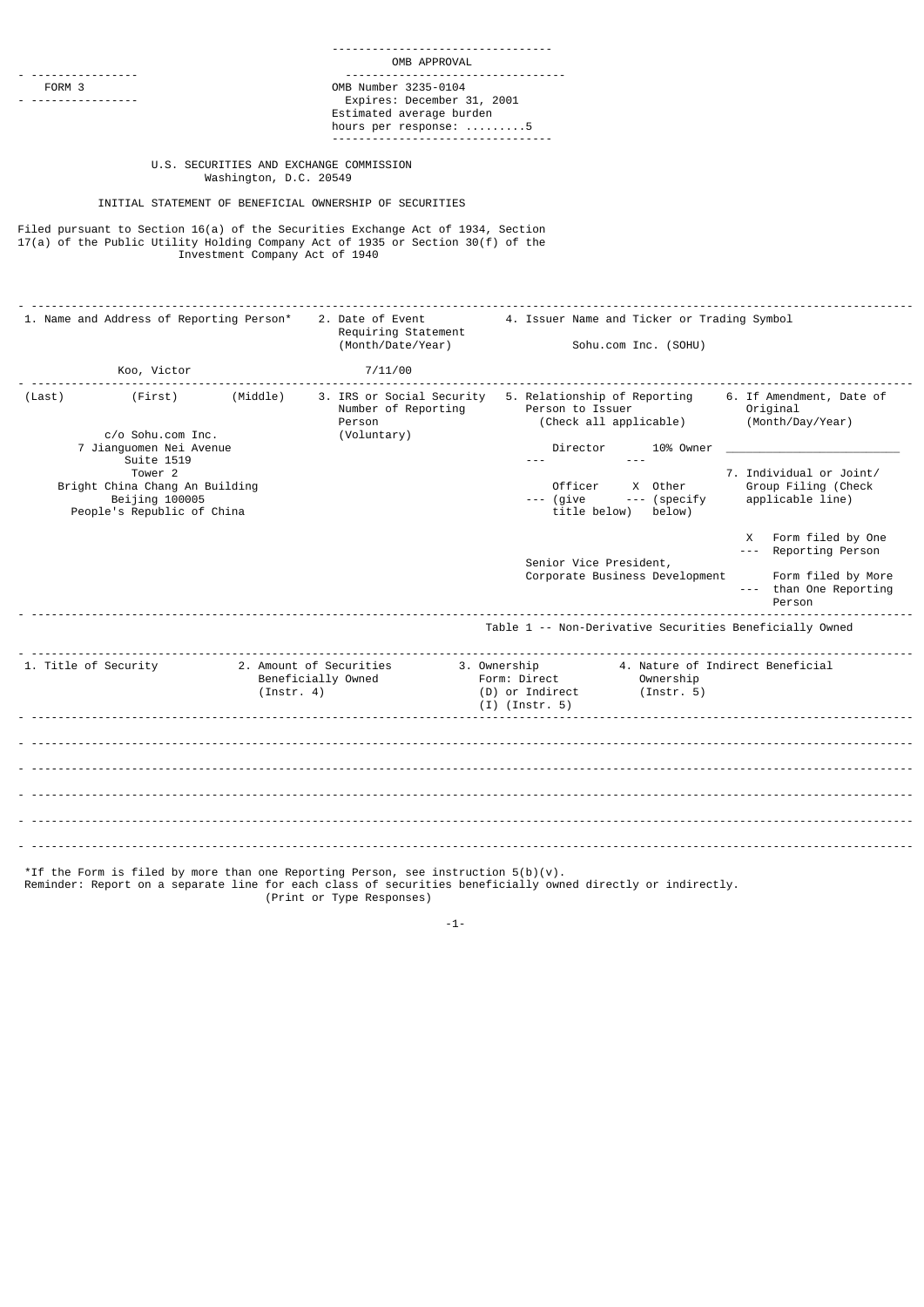FORM 3

OMB APPROVAL

OMB Number 3235-0104
Expires: December 31, 2001
Estimated average burden
hours per response: .........5

U.S. SECURITIES AND EXCHANGE COMMISSION
Washington, D.C. 20549

INITIAL STATEMENT OF BENEFICIAL OWNERSHIP OF SECURITIES

Filed pursuant to Section 16(a) of the Securities Exchange Act of 1934, Section 17(a) of the Public Utility Holding Company Act of 1935 or Section 30(f) of the Investment Company Act of 1940

| 1. Name and Address of Reporting Person* | 2. Date of Event Requiring Statement (Month/Date/Year) | 4. Issuer Name and Ticker or Trading Symbol | |
|---|---|---|---|
| Koo, Victor | 7/11/00 | Sohu.com Inc. (SOHU) | |
| (Last) (First) (Middle) | 3. IRS or Social Security Number of Reporting Person (Voluntary) | 5. Relationship of Reporting Person to Issuer (Check all applicable) | 6. If Amendment, Date of Original (Month/Day/Year) |
| c/o Sohu.com Inc.<br>7 Jianguomen Nei Avenue<br>Suite 1519<br>Tower 2<br>Bright China Chang An Building<br>Beijing 100005<br>People's Republic of China | | ___ Director ___ 10% Owner<br>___ Officer (give title below) X Other (specify below)<br><br>Senior Vice President, Corporate Business Development | 7. Individual or Joint/Group Filing (Check applicable line)<br>X Form filed by One Reporting Person<br>___ Form filed by More than One Reporting Person |

Table 1 -- Non-Derivative Securities Beneficially Owned

| 1. Title of Security | 2. Amount of Securities Beneficially Owned (Instr. 4) | 3. Ownership Form: Direct (D) or Indirect (I) (Instr. 5) | 4. Nature of Indirect Beneficial Ownership (Instr. 5) |
|---|---|---|---|
| | | | |
| | | | |
| | | | |
| | | | |
| | | | |

*If the Form is filed by more than one Reporting Person, see instruction 5(b)(v).
Reminder: Report on a separate line for each class of securities beneficially owned directly or indirectly.
(Print or Type Responses)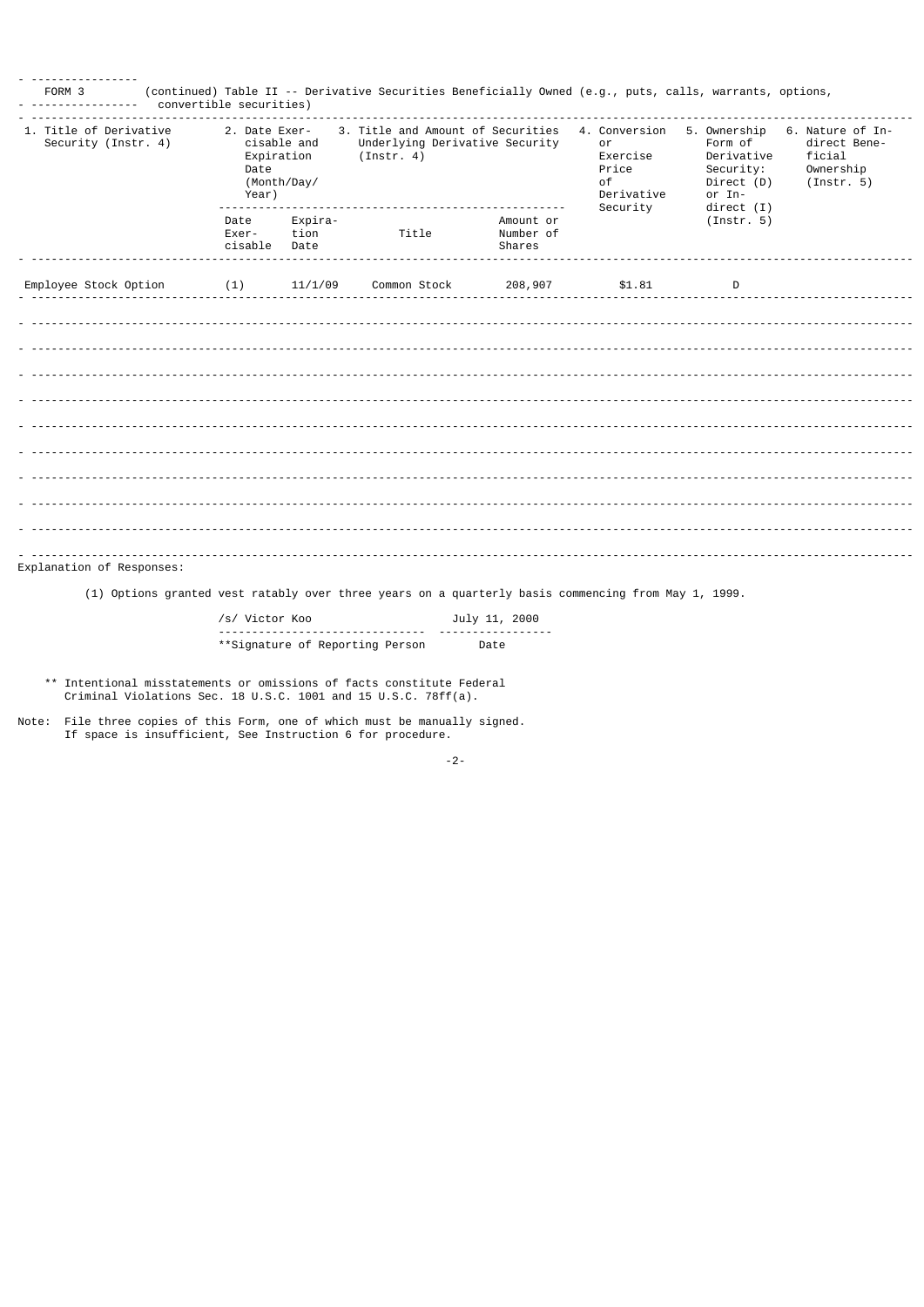FORM 3 (continued) Table II -- Derivative Securities Beneficially Owned (e.g., puts, calls, warrants, options, convertible securities)

| 1. Title of Derivative Security (Instr. 4) | 2. Date Exercisable and Expiration Date (Month/Day/Year) | | 3. Title and Amount of Securities Underlying Derivative Security (Instr. 4) | | 4. Conversion or Exercise Price of Derivative Security | 5. Ownership Form of Derivative Security: Direct (D) or Indirect (I) (Instr. 5) | 6. Nature of Indirect Beneficial Ownership (Instr. 5) |
|---|---|---|---|---|---|---|---|
| | Date Exercisable | Expiration Date | Title | Amount or Number of Shares | | | |
| Employee Stock Option | (1) | 11/1/09 | Common Stock | 208,907 | $1.81 | D | |

Explanation of Responses:

(1) Options granted vest ratably over three years on a quarterly basis commencing from May 1, 1999.

/s/ Victor Koo — July 11, 2000

**Signature of Reporting Person — Date

** Intentional misstatements or omissions of facts constitute Federal Criminal Violations Sec. 18 U.S.C. 1001 and 15 U.S.C. 78ff(a).

Note: File three copies of this Form, one of which must be manually signed. If space is insufficient, See Instruction 6 for procedure.